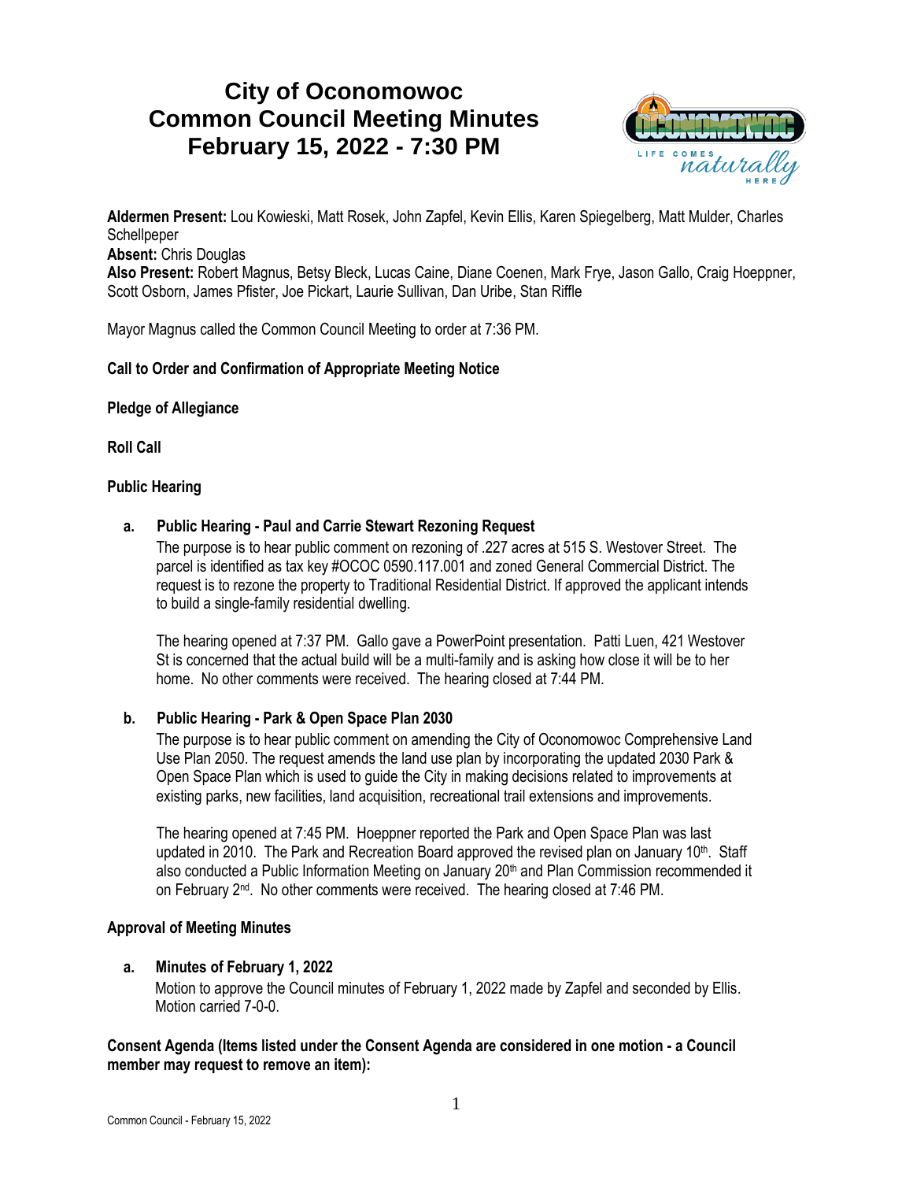# City of Oconomowoc
# Common Council Meeting Minutes
# February 15, 2022 - 7:30 PM

**Aldermen Present:** Lou Kowieski, Matt Rosek, John Zapfel, Kevin Ellis, Karen Spiegelberg, Matt Mulder, Charles Schellpeper
**Absent:** Chris Douglas
**Also Present:** Robert Magnus, Betsy Bleck, Lucas Caine, Diane Coenen, Mark Frye, Jason Gallo, Craig Hoeppner, Scott Osborn, James Pfister, Joe Pickart, Laurie Sullivan, Dan Uribe, Stan Riffle

Mayor Magnus called the Common Council Meeting to order at 7:36 PM.

**Call to Order and Confirmation of Appropriate Meeting Notice**

**Pledge of Allegiance**

**Roll Call**

**Public Hearing**

**a. Public Hearing - Paul and Carrie Stewart Rezoning Request**

The purpose is to hear public comment on rezoning of .227 acres at 515 S. Westover Street. The parcel is identified as tax key #OCOC 0590.117.001 and zoned General Commercial District. The request is to rezone the property to Traditional Residential District. If approved the applicant intends to build a single-family residential dwelling.

The hearing opened at 7:37 PM. Gallo gave a PowerPoint presentation. Patti Luen, 421 Westover St is concerned that the actual build will be a multi-family and is asking how close it will be to her home. No other comments were received. The hearing closed at 7:44 PM.

**b. Public Hearing - Park & Open Space Plan 2030**

The purpose is to hear public comment on amending the City of Oconomowoc Comprehensive Land Use Plan 2050. The request amends the land use plan by incorporating the updated 2030 Park & Open Space Plan which is used to guide the City in making decisions related to improvements at existing parks, new facilities, land acquisition, recreational trail extensions and improvements.

The hearing opened at 7:45 PM. Hoeppner reported the Park and Open Space Plan was last updated in 2010. The Park and Recreation Board approved the revised plan on January 10th. Staff also conducted a Public Information Meeting on January 20th and Plan Commission recommended it on February 2nd. No other comments were received. The hearing closed at 7:46 PM.

**Approval of Meeting Minutes**

**a. Minutes of February 1, 2022**

Motion to approve the Council minutes of February 1, 2022 made by Zapfel and seconded by Ellis. Motion carried 7-0-0.

**Consent Agenda (Items listed under the Consent Agenda are considered in one motion - a Council member may request to remove an item):**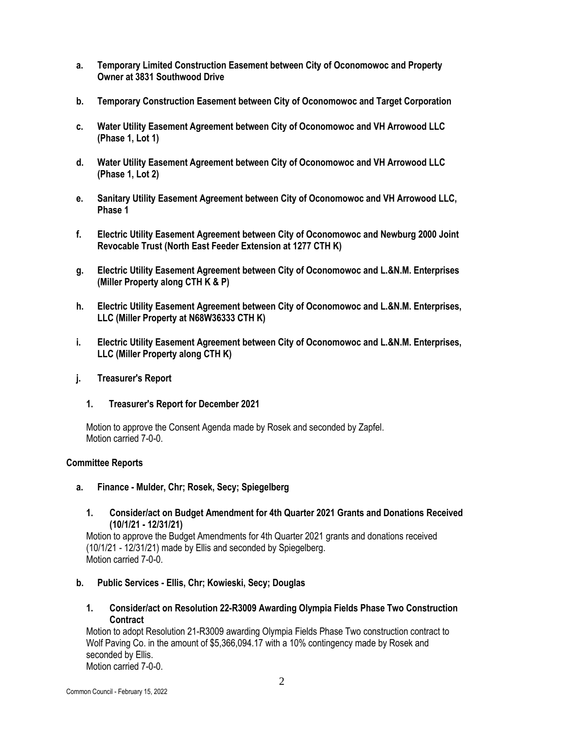**a. Temporary Limited Construction Easement between City of Oconomowoc and Property Owner at 3831 Southwood Drive**

**b. Temporary Construction Easement between City of Oconomowoc and Target Corporation**

**c. Water Utility Easement Agreement between City of Oconomowoc and VH Arrowood LLC (Phase 1, Lot 1)**

**d. Water Utility Easement Agreement between City of Oconomowoc and VH Arrowood LLC (Phase 1, Lot 2)**

**e. Sanitary Utility Easement Agreement between City of Oconomowoc and VH Arrowood LLC, Phase 1**

**f. Electric Utility Easement Agreement between City of Oconomowoc and Newburg 2000 Joint Revocable Trust (North East Feeder Extension at 1277 CTH K)**

**g. Electric Utility Easement Agreement between City of Oconomowoc and L.&N.M. Enterprises (Miller Property along CTH K & P)**

**h. Electric Utility Easement Agreement between City of Oconomowoc and L.&N.M. Enterprises, LLC (Miller Property at N68W36333 CTH K)**

**i. Electric Utility Easement Agreement between City of Oconomowoc and L.&N.M. Enterprises, LLC (Miller Property along CTH K)**

**j. Treasurer's Report**

**1. Treasurer's Report for December 2021**

Motion to approve the Consent Agenda made by Rosek and seconded by Zapfel.
Motion carried 7-0-0.

## Committee Reports

**a. Finance - Mulder, Chr; Rosek, Secy; Spiegelberg**

**1. Consider/act on Budget Amendment for 4th Quarter 2021 Grants and Donations Received (10/1/21 - 12/31/21)**

Motion to approve the Budget Amendments for 4th Quarter 2021 grants and donations received (10/1/21 - 12/31/21) made by Ellis and seconded by Spiegelberg.
Motion carried 7-0-0.

**b. Public Services - Ellis, Chr; Kowieski, Secy; Douglas**

**1. Consider/act on Resolution 22-R3009 Awarding Olympia Fields Phase Two Construction Contract**

Motion to adopt Resolution 21-R3009 awarding Olympia Fields Phase Two construction contract to Wolf Paving Co. in the amount of $5,366,094.17 with a 10% contingency made by Rosek and seconded by Ellis.
Motion carried 7-0-0.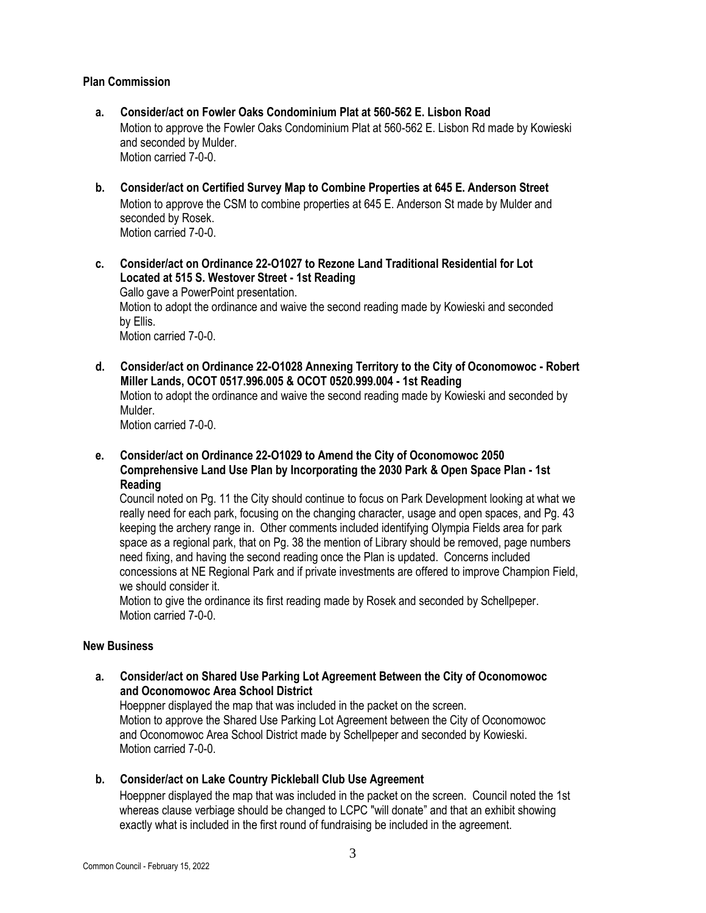## Plan Commission

**a. Consider/act on Fowler Oaks Condominium Plat at 560-562 E. Lisbon Road**

Motion to approve the Fowler Oaks Condominium Plat at 560-562 E. Lisbon Rd made by Kowieski and seconded by Mulder.
Motion carried 7-0-0.

**b. Consider/act on Certified Survey Map to Combine Properties at 645 E. Anderson Street**

Motion to approve the CSM to combine properties at 645 E. Anderson St made by Mulder and seconded by Rosek.
Motion carried 7-0-0.

**c. Consider/act on Ordinance 22-O1027 to Rezone Land Traditional Residential for Lot Located at 515 S. Westover Street - 1st Reading**

Gallo gave a PowerPoint presentation.
Motion to adopt the ordinance and waive the second reading made by Kowieski and seconded by Ellis.
Motion carried 7-0-0.

**d. Consider/act on Ordinance 22-O1028 Annexing Territory to the City of Oconomowoc - Robert Miller Lands, OCOT 0517.996.005 & OCOT 0520.999.004 - 1st Reading**

Motion to adopt the ordinance and waive the second reading made by Kowieski and seconded by Mulder.
Motion carried 7-0-0.

**e. Consider/act on Ordinance 22-O1029 to Amend the City of Oconomowoc 2050 Comprehensive Land Use Plan by Incorporating the 2030 Park & Open Space Plan - 1st Reading**

Council noted on Pg. 11 the City should continue to focus on Park Development looking at what we really need for each park, focusing on the changing character, usage and open spaces, and Pg. 43 keeping the archery range in. Other comments included identifying Olympia Fields area for park space as a regional park, that on Pg. 38 the mention of Library should be removed, page numbers need fixing, and having the second reading once the Plan is updated. Concerns included concessions at NE Regional Park and if private investments are offered to improve Champion Field, we should consider it.
Motion to give the ordinance its first reading made by Rosek and seconded by Schellpeper.
Motion carried 7-0-0.

## New Business

**a. Consider/act on Shared Use Parking Lot Agreement Between the City of Oconomowoc and Oconomowoc Area School District**

Hoeppner displayed the map that was included in the packet on the screen.
Motion to approve the Shared Use Parking Lot Agreement between the City of Oconomowoc and Oconomowoc Area School District made by Schellpeper and seconded by Kowieski.
Motion carried 7-0-0.

**b. Consider/act on Lake Country Pickleball Club Use Agreement**

Hoeppner displayed the map that was included in the packet on the screen. Council noted the 1st whereas clause verbiage should be changed to LCPC "will donate" and that an exhibit showing exactly what is included in the first round of fundraising be included in the agreement.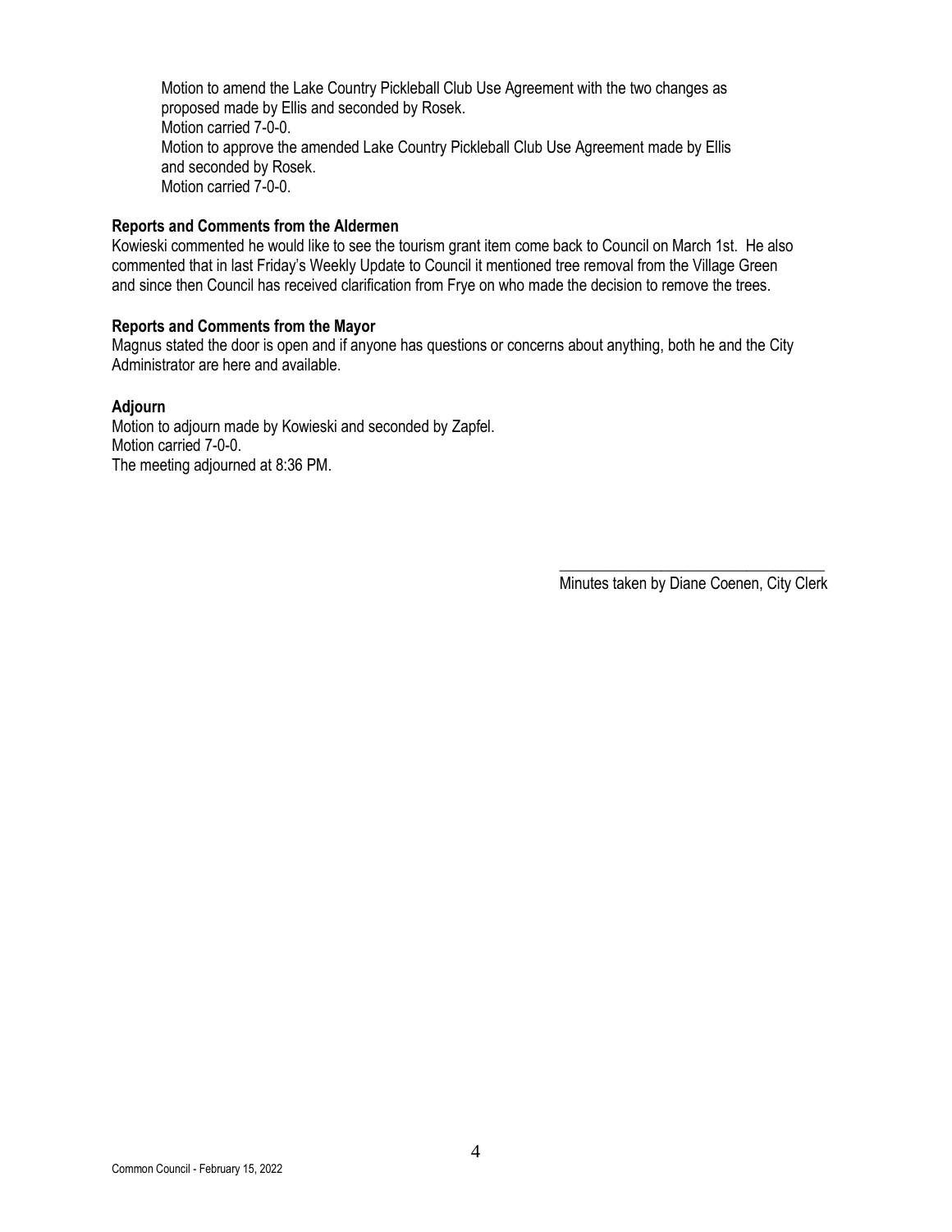Motion to amend the Lake Country Pickleball Club Use Agreement with the two changes as proposed made by Ellis and seconded by Rosek.
Motion carried 7-0-0.
Motion to approve the amended Lake Country Pickleball Club Use Agreement made by Ellis and seconded by Rosek.
Motion carried 7-0-0.

**Reports and Comments from the Aldermen**

Kowieski commented he would like to see the tourism grant item come back to Council on March 1st. He also commented that in last Friday's Weekly Update to Council it mentioned tree removal from the Village Green and since then Council has received clarification from Frye on who made the decision to remove the trees.

**Reports and Comments from the Mayor**

Magnus stated the door is open and if anyone has questions or concerns about anything, both he and the City Administrator are here and available.

**Adjourn**

Motion to adjourn made by Kowieski and seconded by Zapfel.
Motion carried 7-0-0.
The meeting adjourned at 8:36 PM.

\_\_\_\_\_\_\_\_\_\_\_\_\_\_\_\_\_\_\_\_\_\_\_\_\_\_\_\_\_\_\_\_\_\_\_\_

Minutes taken by Diane Coenen, City Clerk